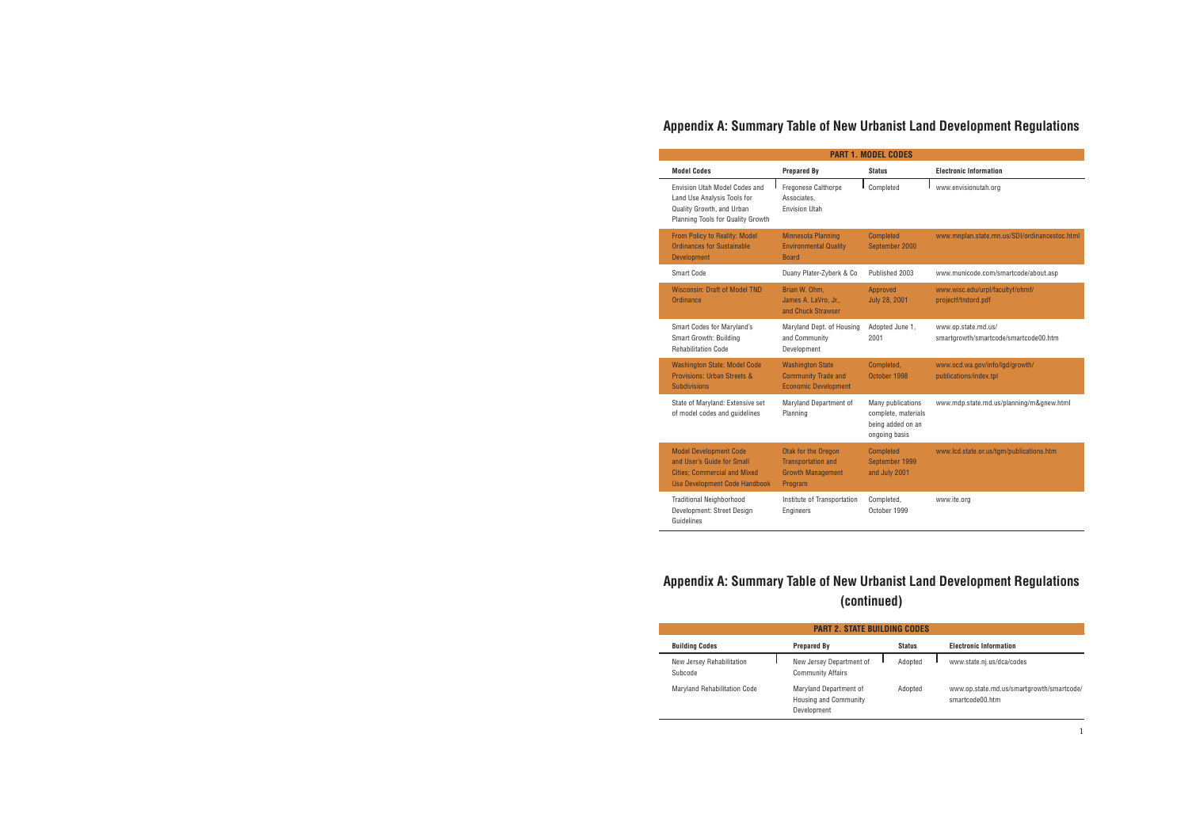## Appendix A: Summary Table of New Urbanist Land Development Regulations

| PART 1. MODEL CODES | | | |
|---|---|---|---|
| **Model Codes** | **Prepared By** | **Status** | **Electronic Information** |
| Envision Utah Model Codes and Land Use Analysis Tools for Quality Growth, and Urban Planning Tools for Quality Growth | Fregonese Calthorpe Associates, Envision Utah | Completed | www.envisionutah.org |
| From Policy to Reality: Model Ordinances for Sustainable Development | Minnesota Planning Environmental Quality Board | Completed September 2000 | www.mnplan.state.mn.us/SDI/ordinancestoc.html |
| Smart Code | Duany Plater-Zyberk & Co | Published 2003 | www.municode.com/smartcode/about.asp |
| Wisconsin: Draft of Model TND Ordinance | Brian W. Ohm, James A. LaVro, Jr., and Chuck Strawser | Approved July 28, 2001 | www.wisc.edu/urpl/facultyf/ohmf/projectf/tndord.pdf |
| Smart Codes for Maryland's Smart Growth: Building Rehabilitation Code | Maryland Dept. of Housing and Community Development | Adopted June 1, 2001 | www.op.state.md.us/smartgrowth/smartcode/smartcode00.htm |
| Washington State: Model Code Provisions: Urban Streets & Subdivisions | Washington State Community Trade and Economic Development | Completed, October 1998 | www.ocd.wa.gov/info/lgd/growth/publications/index.tpl |
| State of Maryland: Extensive set of model codes and guidelines | Maryland Department of Planning | Many publications complete, materials being added on an ongoing basis | www.mdp.state.md.us/planning/m&gnew.html |
| Model Development Code and User's Guide for Small Cities; Commercial and Mixed Use Development Code Handbook | Otak for the Oregon Transportation and Growth Management Program | Completed September 1999 and July 2001 | www.lcd.state.or.us/tgm/publications.htm |
| Traditional Neighborhood Development: Street Design Guidelines | Institute of Transportation Engineers | Completed, October 1999 | www.ite.org |

## Appendix A: Summary Table of New Urbanist Land Development Regulations (continued)

| PART 2. STATE BUILDING CODES | | | |
|---|---|---|---|
| **Building Codes** | **Prepared By** | **Status** | **Electronic Information** |
| New Jersey Rehabilitation Subcode | New Jersey Department of Community Affairs | Adopted | www.state.nj.us/dca/codes |
| Maryland Rehabilitation Code | Maryland Department of Housing and Community Development | Adopted | www.op.state.md.us/smartgrowth/smartcode/smartcode00.htm |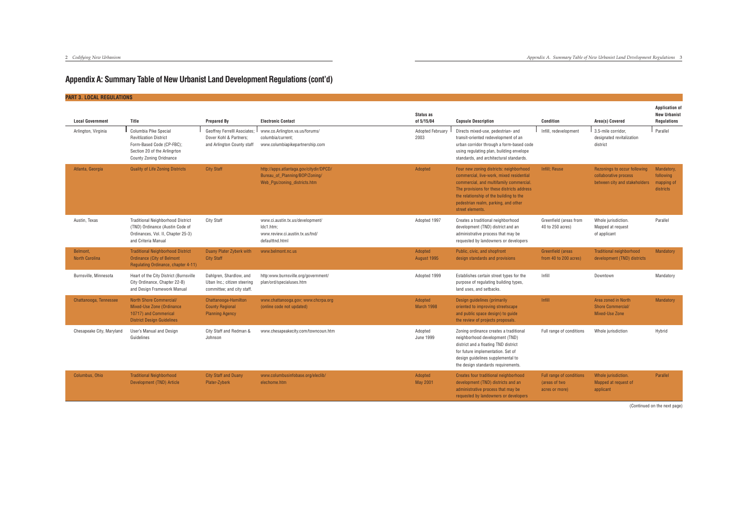# Appendix A: Summary Table of New Urbanist Land Development Regulations (cont'd)

## PART 3. LOCAL REGULATIONS

| Local Government | Title | Prepared By | Electronic Contact | Status as of 5/15/04 | Capsule Description | Condition | Area(s) Covered | Application of New Urbanist Regulations |
|---|---|---|---|---|---|---|---|---|
| Arlington, Virginia | Columbia Pike Special Revitlization District Form-Based Code (CP-FBC); Section 20 of the Arlingrton County Zoning Oridnance | Geoffrey Ferrelll Asociates; Dover Kohl & Partners; and Arlington County staff | www.co.Arlington.va.us/forums/columbia/current; www.columbiapikepartnership.com | Adopted February 2003 | Directs mixed-use, pedestrian- and transit-oriented redevelopment of an urban corridor through a form-based code using regulating plan, building envelope standards, and architectural standards. | Infill, redevelopment | 3.5-mile corridor, designated revitalization district | Parallel |
| Atlanta, Georgia | Quality of Life Zoning Districts | City Staff | http://apps.atlantaga.gov/citydir/DPCD/Bureau_of_Planning/BOP/Zoning/Web_Pgs/zoning_districts.htm | Adopted | Four new zoning districts: neighborhood commercial, live-work, mixed residential commercial, and multifamily commercial. The provisions for these districts address the relationship of the building to the pedestrian realm, parking, and other street elements. | Infill; Reuse | Rezonings to occur following collaborative process between city and stakeholders | Mandatory, following mapping of districts |
| Austin, Texas | Traditional Neighborhood District (TND) Ordinance (Austin Code of Ordinances, Vol. II, Chapter 25-3) and Criteria Manual | City Staff | www.ci.austin.tx.us/development/ldc1.htm; www.review.ci.austin.tx.us/tnd/defaulttnd.html | Adopted 1997 | Creates a traditional neighborhood development (TND) district and an administrative process that may be requested by landowners or developers | Greenfield (areas from 40 to 250 acres) | Whole jurisdiction. Mapped at request of applicant | Parallel |
| Belmont, North Carolina | Traditional Neighborhood District Ordinance (City of Belmont Regulating Ordinance, chapter 4-11) | Duany Plater Zyberk with City Staff | www.belmont.nc.us | Adopted August 1995 | Public, civic, and shopfront design standards and provisions | Greenfield (areas from 40 to 200 acres) | Traditional neighborhood development (TND) districts | Mandatory |
| Burnsville, Minnesota | Heart of the City District (Burnsville City Ordinance, Chapter 22-B) and Design Framework Manual | Dahlgren, Shardlow, and Uban Inc.; citizen steering committee; and city staff. | http:www.burnsville.org/government/plan/ord/specialuses.htm | Adopted 1999 | Establishes certain street types for the purpose of regulating building types, land uses, and setbacks. | Infill | Downtown | Mandatory |
| Chattanooga, Tennessee | North Shore Commercial/ Mixed-Use Zone (Ordinance 10717) and Commerical District Design Guidelines | Chattanooga-Hamilton County Regional Planning Agency | www.chattanooga.gov; www.chcrpa.org (online code not updated) | Adopted March 1998 | Design guidelines (primarily oriented to improving streetscape and public space design) to guide the review of projects proposals. | Infill | Area zoned in North Shore Commercial/ Mixed-Use Zone | Mandatory |
| Chesapeake City, Maryland | User's Manual and Design Guidelines | City Staff and Redman & Johnson | www.chesapeakecity.com/towncoun.htm | Adopted June 1999 | Zoning ordinance creates a traditional neighborhood development (TND) district and a floating TND district for future implementation. Set of design guidelines supplemental to the design standards requirements. | Full range of conditions | Whole jurisdiction | Hybrid |
| Columbus, Ohio | Traditional Neighborhood Development (TND) Article | City Staff and Duany Plater-Zyberk | www.columbusinfobase.org/eleclib/elechome.htm | Adopted May 2001 | Creates four traditional neighborhood development (TND) districts and an administrative process that may be requested by landowners or developers | Full range of conditions (areas of two acres or more) | Whole jurisdiction. Mapped at request of applicant | Parallel |

(Continued on the next page)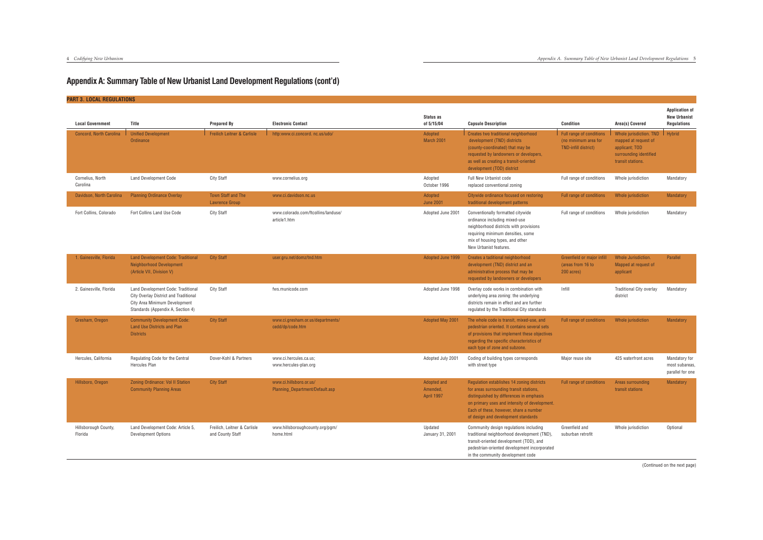# Appendix A: Summary Table of New Urbanist Land Development Regulations (cont'd)

**PART 3. LOCAL REGULATIONS**

| Local Government | Title | Prepared By | Electronic Contact | Status as of 5/15/04 | Capsule Description | Condition | Area(s) Covered | Application of New Urbanist Regulations |
|---|---|---|---|---|---|---|---|---|
| Concord, North Carolina | Unified Development Ordinance | Freilich Leitner & Carlisle | http:www.ci.concord. nc.us/udo/ | Adopted March 2001 | Creates two traditional neighborhood development (TND) districts (county-coordinated) that may be requested by landowners or developers, as well as creating a transit-oriented development (TOD) district | Full range of conditions (no minimum area for TND-infill district) | Whole jurisdiction. TND mapped at request of applicant; TOD surrounding identified transit stations. | Hybrid |
| Cornelius, North Carolina | Land Development Code | City Staff | www.cornelius.org | Adopted October 1996 | Full New Urbanist code replaced conventional zoning | Full range of conditions | Whole jurisdiction | Mandatory |
| Davidson, North Carolina | Planning Ordinance Overlay | Town Staff and The Lawrence Group | www.ci.davidson.nc.us | Adopted June 2001 | Citywide ordinance focused on restoring traditional development patterns | Full range of conditions | Whole jurisdiction | Mandatory |
| Fort Collins, Colorado | Fort Collins Land Use Code | City Staff | www.colorado.com/ftcollins/landuse/ article1.htm | Adopted June 2001 | Conventionally formatted citywide ordinance including mixed-use neighborhood districts with provisions requiring minimum densities, some mix of housing types, and other New Urbanist features. | Full range of conditions | Whole jurisdiction | Mandatory |
| 1. Gainesville, Florida | Land Development Code: Traditional Neighborhood Development (Article VII, Division V) | City Staff | user.gru.net/domz/tnd.htm | Adopted June 1999 | Creates a taditional neighborhood development (TND) district and an administrative process that may be requested by landowners or developers | Greenfield or major infill (areas from 16 to 200 acres) | Whole Jurisdiction. Mapped at request of applicant | Parallel |
| 2. Gainesville, Florida | Land Development Code: Traditional City Overlay District and Traditional City Area Minimum Development Standards (Appendix A, Section 4) | City Staff | fws.municode.com | Adopted June 1998 | Overlay code works in combination with underlying area zoning: the underlying districts remain in effect and are further regulated by the Traditional City standards | Infill | Traditional City overlay district | Mandatory |
| Gresham, Oregon | Community Development Code: Land Use Districts and Plan Districts | City Staff | www.ci.gresham.or.us/departments/ cedd/dp/code.htm | Adopted May 2001 | The whole code is transit, mixed-use, and pedestrian oriented. It contains several sets of provisions that implement these objectives regarding the specific characteristics of each type of zone and subzone. | Full range of conditions | Whole jurisdiction | Mandatory |
| Hercules, California | Regulating Code for the Central Hercules Plan | Dover-Kohl & Partners | www.ci.hercules.ca.us; www.hercules-plan.org | Adopted July 2001 | Coding of building types corresponds with street type | Major reuse site | 425 waterfront acres | Mandatory for most subareas, parallel for one |
| Hillsboro, Oregon | Zoning Ordinance: Vol II Station Community Planning Areas | City Staff | www.ci.hillsboro.or.us/ Planning_Department/Default.asp | Adopted and Amended, April 1997 | Regulation establishes 14 zoning districts for areas surrounding transit stations, distinguished by differences in emphasis on primary uses and intensity of development. Each of these, however, share a number of design and development standards | Full range of conditions | Areas surrounding transit stations | Mandatory |
| Hillsborough County, Florida | Land Development Code: Article 5, Development Options | Freilich, Leitner & Carlisle and County Staff | www.hillsboroughcounty.org/pgm/ home.html | Updated January 31, 2001 | Community design regulations including traditional neighborhood development (TND), transit-oriented development (TOD), and pedestrian-oriented development incorporated in the community development code | Greenfield and suburban retrofit | Whole jurisdiction | Optional |

(Continued on the next page)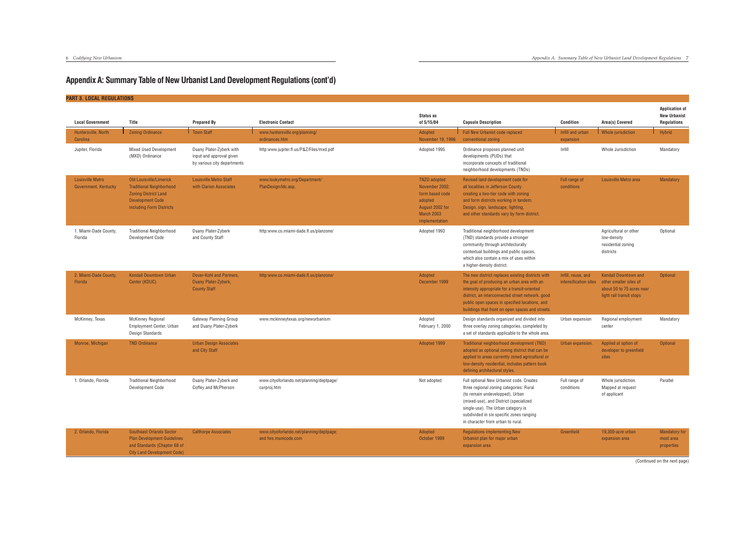# Appendix A: Summary Table of New Urbanist Land Development Regulations (cont'd)

**PART 3. LOCAL REGULATIONS**

| Local Government | Title | Prepared By | Electronic Contact | Status as of 5/15/04 | Capsule Description | Condition | Area(s) Covered | Application of New Urbanist Regulations |
|---|---|---|---|---|---|---|---|---|
| Huntersville, North Carolina | Zoning Ordinance | Town Staff | www.huntersville.org/planning/ordinances.htm | Adopted November 19, 1996 | Full New Urbanist code replaced conventional zoning | Infill and urban expansion | Whole jurisdiction | Hybrid |
| Jupiter, Florida | Mixed Used Development (MXD) Ordinance | Duany Plater-Zyberk with input and approval given by various city departments | http:www.jupiter.fl.us/P&Z/Files/mxd.pdf | Adopted 1995 | Ordinance proposes planned unit developments (PUDs) that incorporate concepts of traditional neighborhood developments (TNDs) | Infill | Whole Jurisdiction | Mandatory |
| Louisville Metro Government, Kentucky | Old Louisville/Limerick Traditional Neighborhood Zoning District Land Development Code including Form Districts | Louisville Metro Staff with Clarion Associates | www.loukymetro.org/Department/PlanDesign/ldc.asp. | TNZD adopted November 2002; form based code adopted August 2002 for March 2003 implementation | Revised land development code for all localities in Jefferson County creating a two-tier code with zoning and form districts working in tandem. Design, sign, landscape, lighting, and other standards vary by form district. | Full range of conditions | Louisville Metro area | Mandatory |
| 1. Miami-Dade County, Florida | Traditional Neighborhood Development Code | Duany Plater-Zyberk and County Staff | http:www.co.miami-dade.fl.us/planzone/ | Adopted 1993 | Traditional neighborhood development (TND) standards provide a stronger community through architecturally contextual buildings and public spaces, which also contain a mix of uses within a higher-density district. | | Agricultural or other low-density residential zoning districts | Optional |
| 2. Miami-Dade County, Florida | Kendall Downtown Urban Center (KDUC) | Dover-Kohl and Partners, Duany Plater-Zyberk, County Staff | http:www.co.miami-dade.fl.us/planzone/ | Adopted December 1999 | The new district replaces existing districts with the goal of producing an urban area with an intensity appropriate for a transit-oriented district, an interconnected street network, good public open spaces in specified locations, and buildings that front on open spaces and streets. | Infill, reuse, and intensification sites | Kendall Downtown and other smaller sites of about 50 to 75 acres near light rail transit stops | Optional |
| McKinney, Texas | McKinney Regional Employment Center, Urban Design Standards | Gateway Planning Group and Duany Plater-Zyberk | www.mckinneytexas.org/newurbanism | Adopted February 1, 2000 | Design standards organized and divided into three overlay zoning categories, completed by a set of standards applicable to the whole area. | Urban expansion | Regional employment center | Mandatory |
| Monroe, Michigan | TND Ordinance | Urban Design Associates and City Staff | | Adopted 1999 | Traditional neighborhood development (TND) adopted as optional zoning district that can be applied to areas currently zoned agricultural or low-density residential, includes pattern book defining architectural styles. | Urban expansion. | Applied at option of developer to greenfield sites | Optional |
| 1. Orlando, Florida | Traditional Neighborhood Development Code | Duany Plater-Zyberk and Coffey and McPherson | www.cityoforlando.net/planning/deptpage/curproj.htm | Not adopted | Full optional New Urbanist code. Creates three regional zoning categories: Rural (to remain undeveloped), Urban (mixed-use), and District (specialized single-use). The Urban category is subdivided in six specific zones ranging in character from urban to rural. | Full range of conditions | Whole jurisdiction. Mapped at request of applicant | Parallel |
| 2. Orlando, Florida | Southeast Orlando Sector Plan Development Guidelines and Standards (Chapter 68 of City Land Development Code) | Calthorpe Associates | www.cityoforlando.net/planning/deptpage; and fws.municode.com | Adopted October 1999 | Regulations implementing New Urbanist plan for major urban expansion area | Greenfield | 19,300-acre urban expansion area | Mandatory for most area properties |

(Continued on the next page)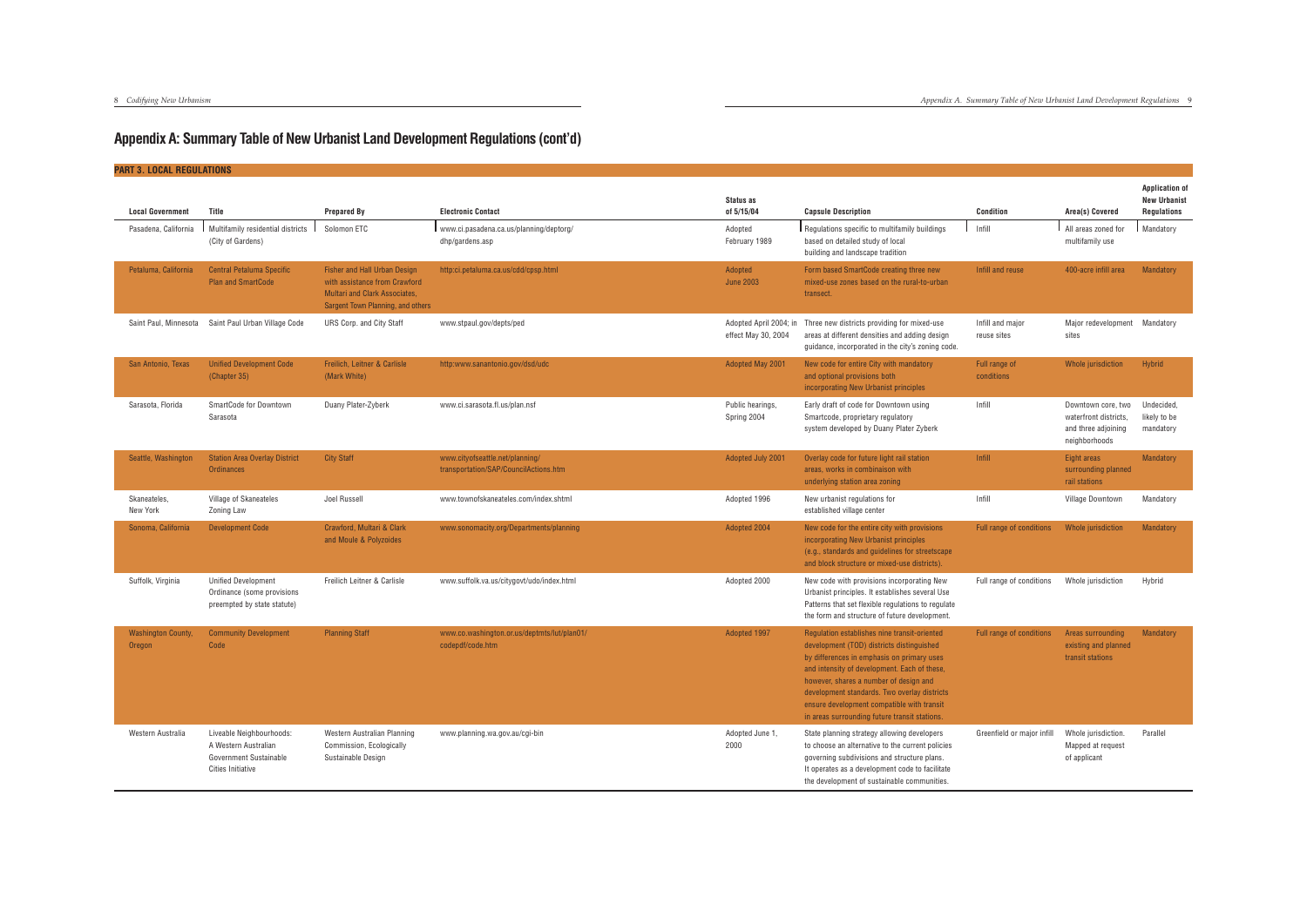# Appendix A: Summary Table of New Urbanist Land Development Regulations (cont'd)

**PART 3. LOCAL REGULATIONS**

| Local Government | Title | Prepared By | Electronic Contact | Status as of 5/15/04 | Capsule Description | Condition | Area(s) Covered | Application of New Urbanist Regulations |
|---|---|---|---|---|---|---|---|---|
| Pasadena, California | Multifamily residential districts (City of Gardens) | Solomon ETC | www.ci.pasadena.ca.us/planning/deptorg/dhp/gardens.asp | Adopted February 1989 | Regulations specific to multifamily buildings based on detailed study of local building and landscape tradition | Infill | All areas zoned for multifamily use | Mandatory |
| Petaluma, California | Central Petaluma Specific Plan and SmartCode | Fisher and Hall Urban Design with assistance from Crawford Multari and Clark Associates, Sargent Town Planning, and others | http:ci.petaluma.ca.us/cdd/cpsp.html | Adopted June 2003 | Form based SmartCode creating three new mixed-use zones based on the rural-to-urban transect. | Infill and reuse | 400-acre infill area | Mandatory |
| Saint Paul, Minnesota | Saint Paul Urban Village Code | URS Corp. and City Staff | www.stpaul.gov/depts/ped | Adopted April 2004; in effect May 30, 2004 | Three new districts providing for mixed-use areas at different densities and adding design guidance, incorporated in the city's zoning code. | Infill and major reuse sites | Major redevelopment sites | Mandatory |
| San Antonio, Texas | Unified Development Code (Chapter 35) | Freilich, Leitner & Carlisle (Mark White) | http:www.sanantonio.gov/dsd/udc | Adopted May 2001 | New code for entire City with mandatory and optional provisions both incorporating New Urbanist principles | Full range of conditions | Whole jurisdiction | Hybrid |
| Sarasota, Florida | SmartCode for Downtown Sarasota | Duany Plater-Zyberk | www.ci.sarasota.fl.us/plan.nsf | Public hearings, Spring 2004 | Early draft of code for Downtown using Smartcode, proprietary regulatory system developed by Duany Plater Zyberk | Infill | Downtown core, two waterfront districts, and three adjoining neighborhoods | Undecided, likely to be mandatory |
| Seattle, Washington | Station Area Overlay District Ordinances | City Staff | www.cityofseattle.net/planning/transportation/SAP/CouncilActions.htm | Adopted July 2001 | Overlay code for future light rail station areas, works in combinaison with underlying station area zoning | Infill | Eight areas surrounding planned rail stations | Mandatory |
| Skaneateles, New York | Village of Skaneateles Zoning Law | Joel Russell | www.townofskaneateles.com/index.shtml | Adopted 1996 | New urbanist regulations for established village center | Infill | Village Downtown | Mandatory |
| Sonoma, California | Development Code | Crawford, Multari & Clark and Moule & Polyzoides | www.sonomacity.org/Departments/planning | Adopted 2004 | New code for the entire city with provisions incorporating New Urbanist principles (e.g., standards and guidelines for streetscape and block structure or mixed-use districts). | Full range of conditions | Whole jurisdiction | Mandatory |
| Suffolk, Virginia | Unified Development Ordinance (some provisions preempted by state statute) | Freilich Leitner & Carlisle | www.suffolk.va.us/citygovt/udo/index.html | Adopted 2000 | New code with provisions incorporating New Urbanist principles. It establishes several Use Patterns that set flexible regulations to regulate the form and structure of future development. | Full range of conditions | Whole jurisdiction | Hybrid |
| Washington County, Oregon | Community Development Code | Planning Staff | www.co.washington.or.us/deptmts/lut/plan01/codepdf/code.htm | Adopted 1997 | Regulation establishes nine transit-oriented development (TOD) districts distinguished by differences in emphasis on primary uses and intensity of development. Each of these, however, shares a number of design and development standards. Two overlay districts ensure development compatible with transit in areas surrounding future transit stations. | Full range of conditions | Areas surrounding existing and planned transit stations | Mandatory |
| Western Australia | Liveable Neighbourhoods: A Western Australian Government Sustainable Cities Initiative | Western Australian Planning Commission, Ecologically Sustainable Design | www.planning.wa.gov.au/cgi-bin | Adopted June 1, 2000 | State planning strategy allowing developers to choose an alternative to the current policies governing subdivisions and structure plans. It operates as a development code to facilitate the development of sustainable communities. | Greenfield or major infill | Whole jurisdiction. Mapped at request of applicant | Parallel |